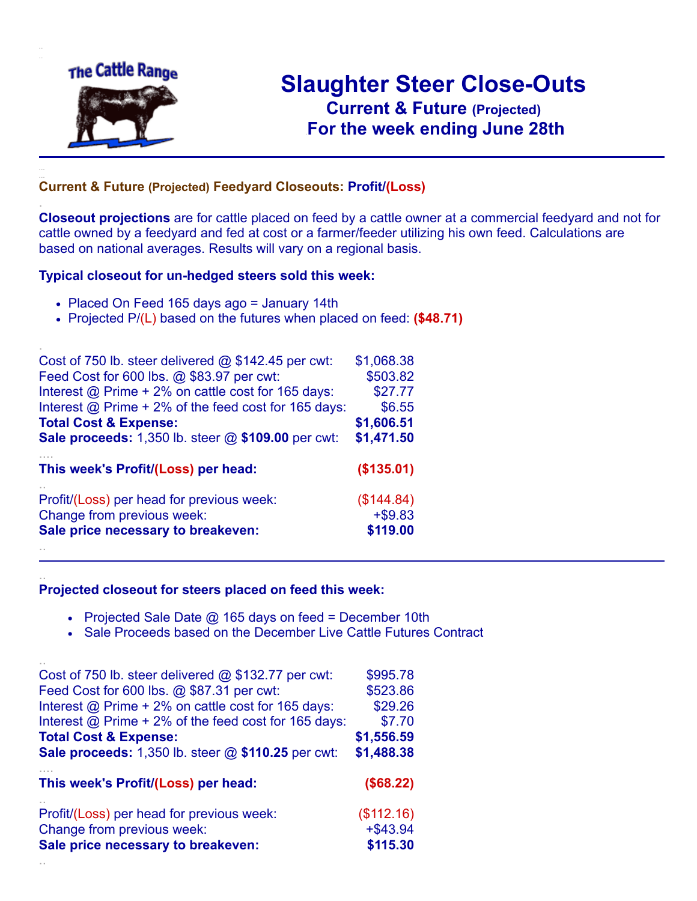The Cattle Range

# Slaughter Steer Close-Outs

## Current & Future (Projected)

## For the week ending June 28th

---

**Current & Future (Projected) Feedyard Closeouts: Profit/(Loss)**

**Closeout projections** are for cattle placed on feed by a cattle owner at a commercial feedyard and not for cattle owned by a feedyard and fed at cost or a farmer/feeder utilizing his own feed. Calculations are based on national averages. Results will vary on a regional basis.

**Typical closeout for un-hedged steers sold this week:**

- Placed On Feed 165 days ago = January 14th
- Projected P/(L) based on the futures when placed on feed: **($48.71)**

| | |
|---|---|
| Cost of 750 lb. steer delivered @ $142.45 per cwt: | $1,068.38 |
| Feed Cost for 600 lbs. @ $83.97 per cwt: | $503.82 |
| Interest @ Prime + 2% on cattle cost for 165 days: | $27.77 |
| Interest @ Prime + 2% of the feed cost for 165 days: | $6.55 |
| **Total Cost & Expense:** | **$1,606.51** |
| **Sale proceeds:** 1,350 lb. steer @ **$109.00** per cwt: | **$1,471.50** |
| **This week's Profit/(Loss) per head:** | **($135.01)** |
| Profit/(Loss) per head for previous week: | ($144.84) |
| Change from previous week: | +$9.83 |
| **Sale price necessary to breakeven:** | **$119.00** |

---

**Projected closeout for steers placed on feed this week:**

- Projected Sale Date @ 165 days on feed = December 10th
- Sale Proceeds based on the December Live Cattle Futures Contract

| | |
|---|---|
| Cost of 750 lb. steer delivered @ $132.77 per cwt: | $995.78 |
| Feed Cost for 600 lbs. @ $87.31 per cwt: | $523.86 |
| Interest @ Prime + 2% on cattle cost for 165 days: | $29.26 |
| Interest @ Prime + 2% of the feed cost for 165 days: | $7.70 |
| **Total Cost & Expense:** | **$1,556.59** |
| **Sale proceeds:** 1,350 lb. steer @ **$110.25** per cwt: | **$1,488.38** |
| **This week's Profit/(Loss) per head:** | **($68.22)** |
| Profit/(Loss) per head for previous week: | ($112.16) |
| Change from previous week: | +$43.94 |
| **Sale price necessary to breakeven:** | **$115.30** |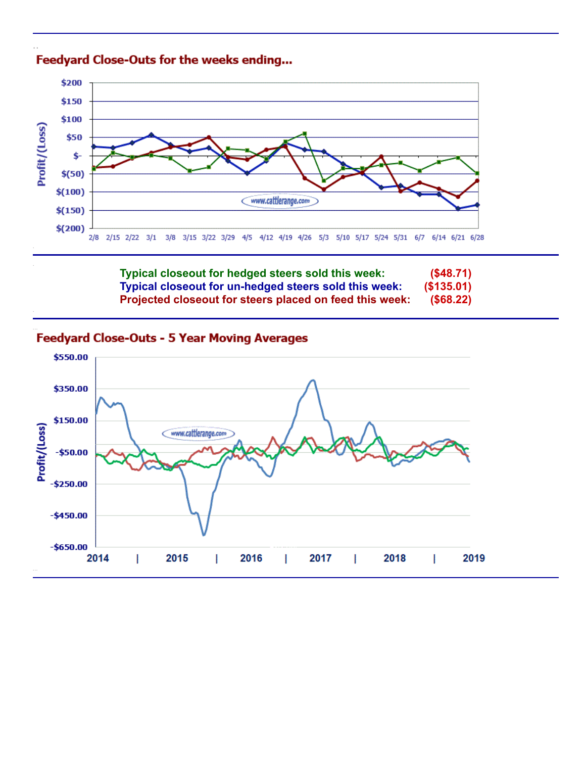## Feedyard Close-Outs for the weeks ending...

$200
$150
$100
$50
$-
$(50)
$(100)
$(150)
$(200)

Profit/(Loss)

2/8 2/15 2/22 3/1 3/8 3/15 3/22 3/29 4/5 4/12 4/19 4/26 5/3 5/10 5/17 5/24 5/31 6/7 6/14 6/21 6/28

www.cattlerange.com

**Typical closeout for hedged steers sold this week: ($48.71)**
**Typical closeout for un-hedged steers sold this week: ($135.01)**
**Projected closeout for steers placed on feed this week: ($68.22)**

## Feedyard Close-Outs - 5 Year Moving Averages

$550.00
$350.00
$150.00
-$50.00
-$250.00
-$450.00
-$650.00

Profit/(Loss)

www.cattlerange.com

2014 | 2015 | 2016 | 2017 | 2018 | 2019